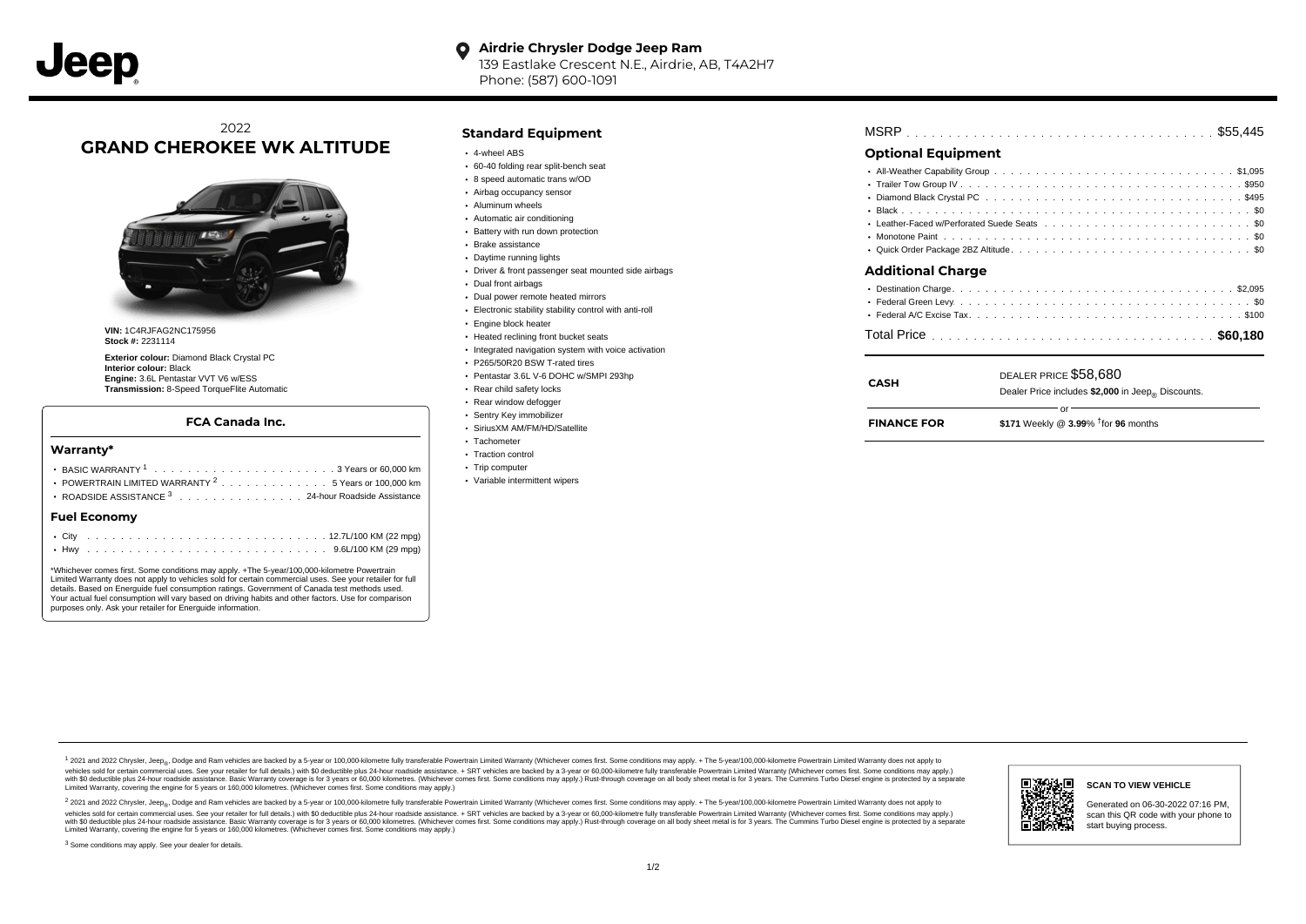**Airdrie Chrysler Dodge Jeep Ram**
139 Eastlake Crescent N.E., Airdrie, AB, T4A2H7
Phone: (587) 600-1091

2022
# GRAND CHEROKEE WK ALTITUDE

**VIN:** 1C4RJFAG2NC175956
**Stock #:** 2231114

**Exterior colour:** Diamond Black Crystal PC
**Interior colour:** Black
**Engine:** 3.6L Pentastar VVT V6 w/ESS
**Transmission:** 8-Speed TorqueFlite Automatic

### FCA Canada Inc.

#### Warranty*

- BASIC WARRANTY [1] . . . . . 3 Years or 60,000 km
- POWERTRAIN LIMITED WARRANTY [2] . . . . . 5 Years or 100,000 km
- ROADSIDE ASSISTANCE [3] . . . . . 24-hour Roadside Assistance

#### Fuel Economy

- City . . . . . 12.7L/100 KM (22 mpg)
- Hwy . . . . . 9.6L/100 KM (29 mpg)

*Whichever comes first. Some conditions may apply. +The 5-year/100,000-kilometre Powertrain Limited Warranty does not apply to vehicles sold for certain commercial uses. See your retailer for full details. Based on Energuide fuel consumption ratings. Government of Canada test methods used. Your actual fuel consumption will vary based on driving habits and other factors. Use for comparison purposes only. Ask your retailer for Energuide information.

## Standard Equipment

- 4-wheel ABS
- 60-40 folding rear split-bench seat
- 8 speed automatic trans w/OD
- Airbag occupancy sensor
- Aluminum wheels
- Automatic air conditioning
- Battery with run down protection
- Brake assistance
- Daytime running lights
- Driver & front passenger seat mounted side airbags
- Dual front airbags
- Dual power remote heated mirrors
- Electronic stability stability control with anti-roll
- Engine block heater
- Heated reclining front bucket seats
- Integrated navigation system with voice activation
- P265/50R20 BSW T-rated tires
- Pentastar 3.6L V-6 DOHC w/SMPI 293hp
- Rear child safety locks
- Rear window defogger
- Sentry Key immobilizer
- SiriusXM AM/FM/HD/Satellite
- Tachometer
- Traction control
- Trip computer
- Variable intermittent wipers

MSRP . . . . . $55,445

## Optional Equipment

- All-Weather Capability Group . . . . . $1,095
- Trailer Tow Group IV . . . . . $950
- Diamond Black Crystal PC . . . . . $495
- Black . . . . . $0
- Leather-Faced w/Perforated Suede Seats . . . . . $0
- Monotone Paint . . . . . $0
- Quick Order Package 2BZ Altitude . . . . . $0

## Additional Charge

- Destination Charge . . . . . $2,095
- Federal Green Levy . . . . . $0
- Federal A/C Excise Tax . . . . . $100

Total Price . . . . . **$60,180**

| | |
|---|---|
| **CASH** | DEALER PRICE $58,680<br>Dealer Price includes **$2,000** in Jeep® Discounts. |
| | or |
| **FINANCE FOR** | **$171** Weekly @ **3.99**% †for **96** months |

[1] 2021 and 2022 Chrysler, Jeep®, Dodge and Ram vehicles are backed by a 5-year or 100,000-kilometre fully transferable Powertrain Limited Warranty (Whichever comes first. Some conditions may apply. + The 5-year/100,000-kilometre Powertrain Limited Warranty does not apply to vehicles sold for certain commercial uses. See your retailer for full details.) with $0 deductible plus 24-hour roadside assistance. + SRT vehicles are backed by a 3-year or 60,000-kilometre fully transferable Powertrain Limited Warranty (Whichever comes first. Some conditions may apply.) with $0 deductible plus 24-hour roadside assistance. Basic Warranty coverage is for 3 years or 60,000 kilometres. (Whichever comes first. Some conditions may apply.) Rust-through coverage on all body sheet metal is for 3 years. The Cummins Turbo Diesel engine is protected by a separate Limited Warranty, covering the engine for 5 years or 160,000 kilometres. (Whichever comes first. Some conditions may apply.)

[2] 2021 and 2022 Chrysler, Jeep®, Dodge and Ram vehicles are backed by a 5-year or 100,000-kilometre fully transferable Powertrain Limited Warranty (Whichever comes first. Some conditions may apply. + The 5-year/100,000-kilometre Powertrain Limited Warranty does not apply to vehicles sold for certain commercial uses. See your retailer for full details.) with $0 deductible plus 24-hour roadside assistance. + SRT vehicles are backed by a 3-year or 60,000-kilometre fully transferable Powertrain Limited Warranty (Whichever comes first. Some conditions may apply.) with $0 deductible plus 24-hour roadside assistance. Basic Warranty coverage is for 3 years or 60,000 kilometres. (Whichever comes first. Some conditions may apply.) Rust-through coverage on all body sheet metal is for 3 years. The Cummins Turbo Diesel engine is protected by a separate Limited Warranty, covering the engine for 5 years or 160,000 kilometres. (Whichever comes first. Some conditions may apply.)

[3] Some conditions may apply. See your dealer for details.

**SCAN TO VIEW VEHICLE**

Generated on 06-30-2022 07:16 PM, scan this QR code with your phone to start buying process.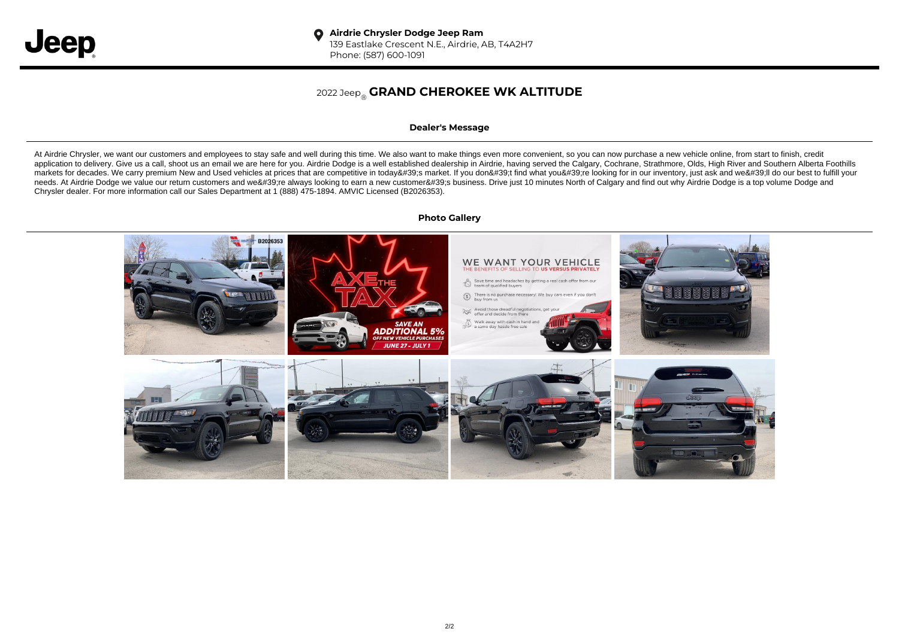**Airdrie Chrysler Dodge Jeep Ram**
139 Eastlake Crescent N.E., Airdrie, AB, T4A2H7
Phone: (587) 600-1091

# 2022 Jeep® GRAND CHEROKEE WK ALTITUDE

## Dealer's Message

At Airdrie Chrysler, we want our customers and employees to stay safe and well during this time. We also want to make things even more convenient, so you can now purchase a new vehicle online, from start to finish, credit application to delivery. Give us a call, shoot us an email we are here for you. Airdrie Dodge is a well established dealership in Airdrie, having served the Calgary, Cochrane, Strathmore, Olds, High River and Southern Alberta Foothills markets for decades. We carry premium New and Used vehicles at prices that are competitive in today&#39;s market. If you don&#39;t find what you&#39;re looking for in our inventory, just ask and we&#39;ll do our best to fulfill your needs. At Airdrie Dodge we value our return customers and we&#39;re always looking to earn a new customer&#39;s business. Drive just 10 minutes North of Calgary and find out why Airdrie Dodge is a top volume Dodge and Chrysler dealer. For more information call our Sales Department at 1 (888) 475-1894. AMVIC Licensed (B2026353).

## Photo Gallery